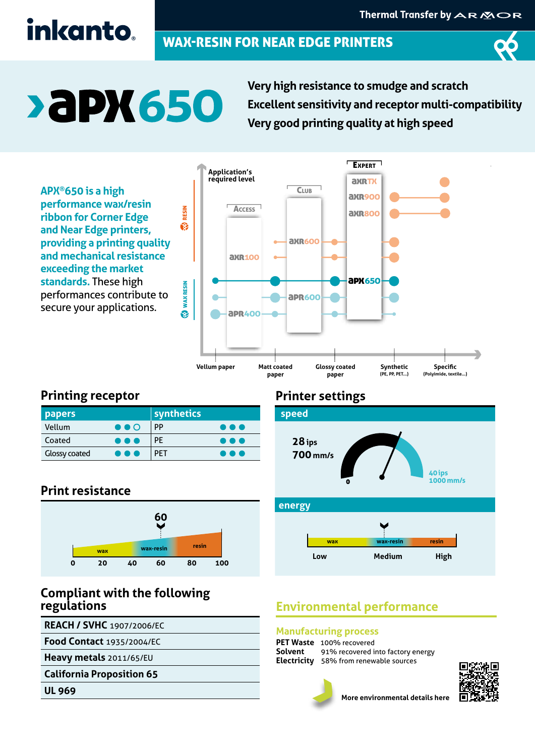# inkanto

Thermal Transfer by ARMOR

## WAX-RESIN FOR NEAR EDGE PRINTERS

# APX650

**Very high resistance to smudge and scratch**
**Excellent sensitivity and receptor multi-compatibility**
**Very good printing quality at high speed**

**APX®650 is a high performance wax/resin ribbon for Corner Edge and Near Edge printers, providing a printing quality and mechanical resistance exceeding the market standards.** These high performances contribute to secure your applications.

Application's required level

RESIN / WAX RESIN

| Access | Club | Expert |
|---|---|---|
| AXR100 | AXR600 | AXRTX |
| APR400 | APR600 | AXR900 |
| | | AXR800 |
| | | APX650 |

Vellum paper · Matt coated paper · Glossy coated paper · Synthetic (PE, PP, PET...) · Specific (Polyimide, textile...)

## Printing receptor

| papers | | synthetics | |
|---|---|---|---|
| Vellum | ●●○ | PP | ●●● |
| Coated | ●●● | PE | ●●● |
| Glossy coated | ●●● | PET | ●●● |

## Printer settings

### speed

28 ips
700 mm/s

0 – 40 ips / 1000 mm/s

### energy

wax – wax-resin – resin

Low – Medium – High

## Print resistance

60

wax – wax-resin – resin

0 20 40 60 80 100

## Compliant with the following regulations

| |
|---|
| **REACH / SVHC** 1907/2006/EC |
| **Food Contact** 1935/2004/EC |
| **Heavy metals** 2011/65/EU |
| **California Proposition 65** |
| **UL 969** |

## Environmental performance

### Manufacturing process

**PET Waste** 100% recovered
**Solvent** 91% recovered into factory energy
**Electricity** 58% from renewable sources

More environmental details here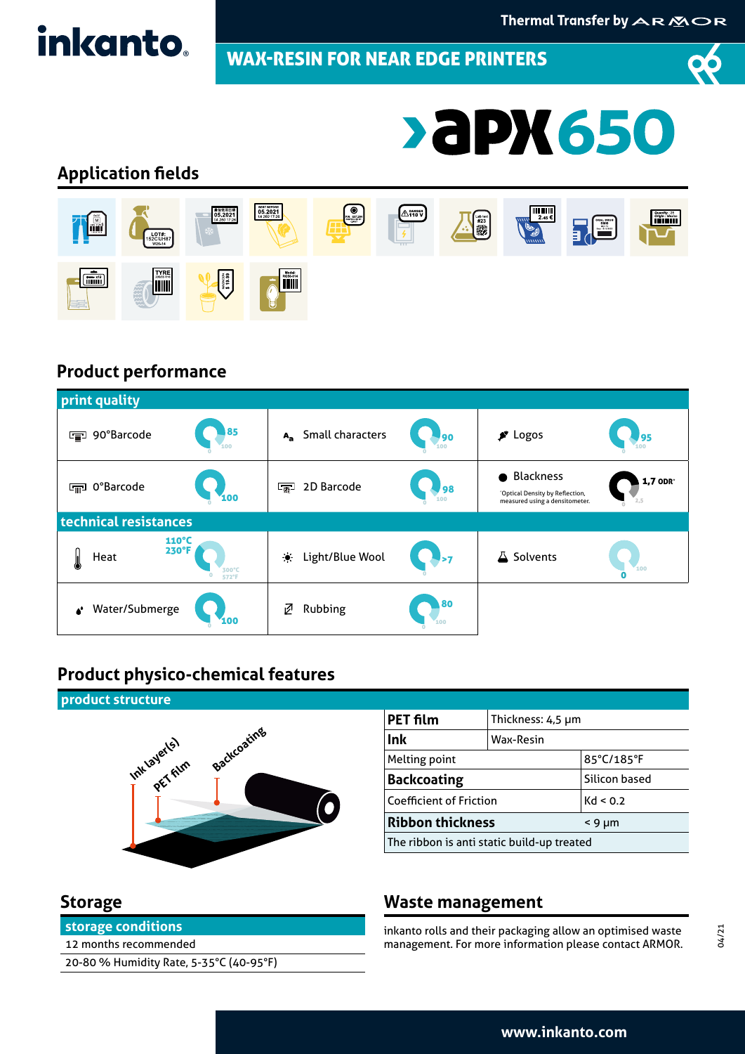inkanto®

Thermal Transfer by ARMOR

## WAX-RESIN FOR NEAR EDGE PRINTERS

# apx650

## Application fields

## Product performance

**print quality**

| | | | | | |
|---|---|---|---|---|---|
| 90°Barcode | 85 | Small characters | 90 | Logos | 95 |
| 0°Barcode | 100 | 2D Barcode | 98 | Blackness | 1,7 ODR* |

*Optical Density by Reflection, measured using a densitometer.

**technical resistances**

| | | | | | |
|---|---|---|---|---|---|
| Heat | 110°C 230°F | Light/Blue Wool | >7 | Solvents | 0 |
| Water/Submerge | 100 | Rubbing | 80 | | |

## Product physico-chemical features

**product structure**

Ink layer(s)
PET film
Backcoating

| | | |
|---|---|---|
| **PET film** | Thickness: 4,5 µm | |
| **Ink** | Wax-Resin | |
| Melting point | | 85°C/185°F |
| **Backcoating** | | Silicon based |
| Coefficient of Friction | | Kd < 0.2 |
| **Ribbon thickness** | | < 9 µm |
| The ribbon is anti static build-up treated | | |

## Storage

**storage conditions**

12 months recommended

20-80 % Humidity Rate, 5-35°C (40-95°F)

## Waste management

inkanto rolls and their packaging allow an optimised waste management. For more information please contact ARMOR.

04/21

www.inkanto.com